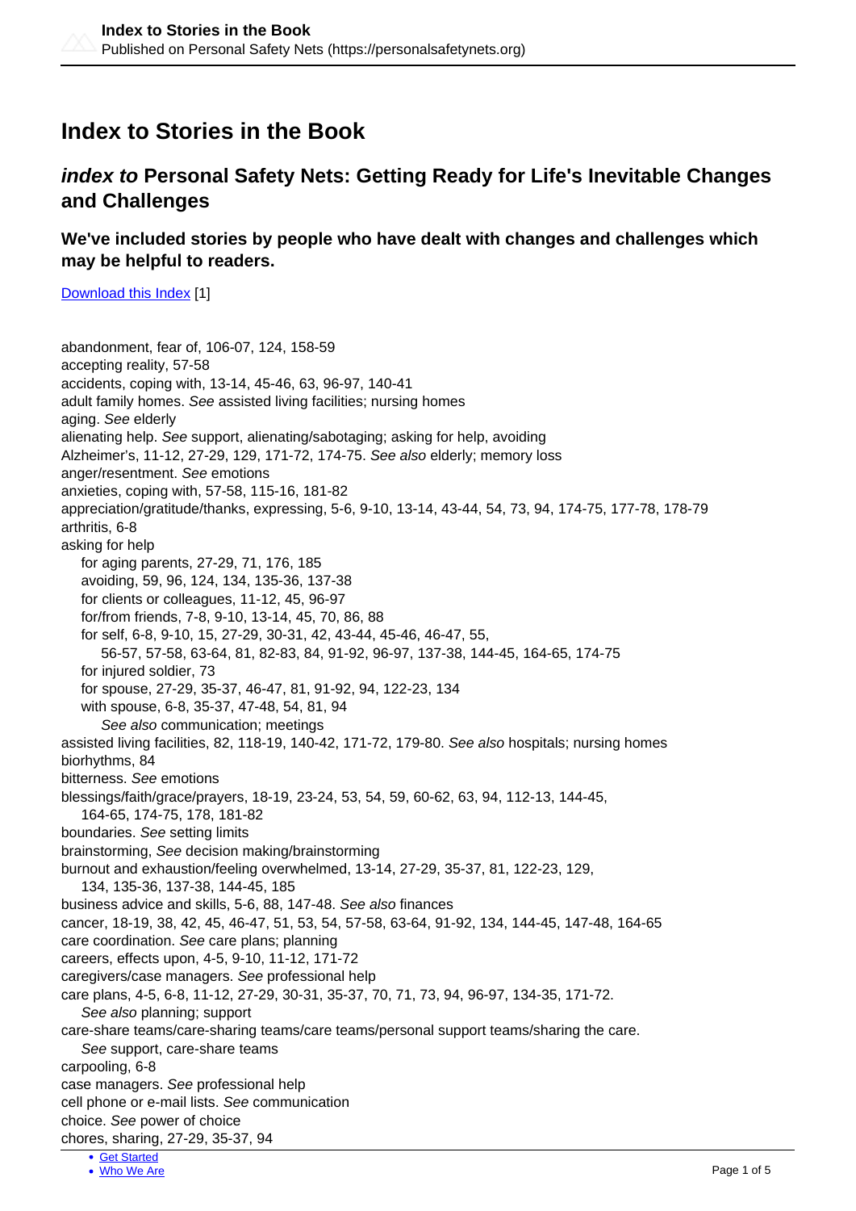# Index to Stories in the Book

## *index to* Personal Safety Nets: Getting Ready for Life's Inevitable Changes and Challenges

### We've included stories by people who have dealt with changes and challenges which may be helpful to readers.

Download this Index [1]

abandonment, fear of, 106-07, 124, 158-59
accepting reality, 57-58
accidents, coping with, 13-14, 45-46, 63, 96-97, 140-41
adult family homes. *See* assisted living facilities; nursing homes
aging. *See* elderly
alienating help. *See* support, alienating/sabotaging; asking for help, avoiding
Alzheimer's, 11-12, 27-29, 129, 171-72, 174-75. *See also* elderly; memory loss
anger/resentment. *See* emotions
anxieties, coping with, 57-58, 115-16, 181-82
appreciation/gratitude/thanks, expressing, 5-6, 9-10, 13-14, 43-44, 54, 73, 94, 174-75, 177-78, 178-79
arthritis, 6-8
asking for help
    for aging parents, 27-29, 71, 176, 185
    avoiding, 59, 96, 124, 134, 135-36, 137-38
    for clients or colleagues, 11-12, 45, 96-97
    for/from friends, 7-8, 9-10, 13-14, 45, 70, 86, 88
    for self, 6-8, 9-10, 15, 27-29, 30-31, 42, 43-44, 45-46, 46-47, 55,
        56-57, 57-58, 63-64, 81, 82-83, 84, 91-92, 96-97, 137-38, 144-45, 164-65, 174-75
    for injured soldier, 73
    for spouse, 27-29, 35-37, 46-47, 81, 91-92, 94, 122-23, 134
    with spouse, 6-8, 35-37, 47-48, 54, 81, 94
        *See also* communication; meetings
assisted living facilities, 82, 118-19, 140-42, 171-72, 179-80. *See also* hospitals; nursing homes
biorhythms, 84
bitterness. *See* emotions
blessings/faith/grace/prayers, 18-19, 23-24, 53, 54, 59, 60-62, 63, 94, 112-13, 144-45,
    164-65, 174-75, 178, 181-82
boundaries. *See* setting limits
brainstorming, *See* decision making/brainstorming
burnout and exhaustion/feeling overwhelmed, 13-14, 27-29, 35-37, 81, 122-23, 129,
    134, 135-36, 137-38, 144-45, 185
business advice and skills, 5-6, 88, 147-48. *See also* finances
cancer, 18-19, 38, 42, 45, 46-47, 51, 53, 54, 57-58, 63-64, 91-92, 134, 144-45, 147-48, 164-65
care coordination. *See* care plans; planning
careers, effects upon, 4-5, 9-10, 11-12, 171-72
caregivers/case managers. *See* professional help
care plans, 4-5, 6-8, 11-12, 27-29, 30-31, 35-37, 70, 71, 73, 94, 96-97, 134-35, 171-72.
    *See also* planning; support
care-share teams/care-sharing teams/care teams/personal support teams/sharing the care.
    *See* support, care-share teams
carpooling, 6-8
case managers. *See* professional help
cell phone or e-mail lists. *See* communication
choice. *See* power of choice
chores, sharing, 27-29, 35-37, 94

- Get Started
- Who We Are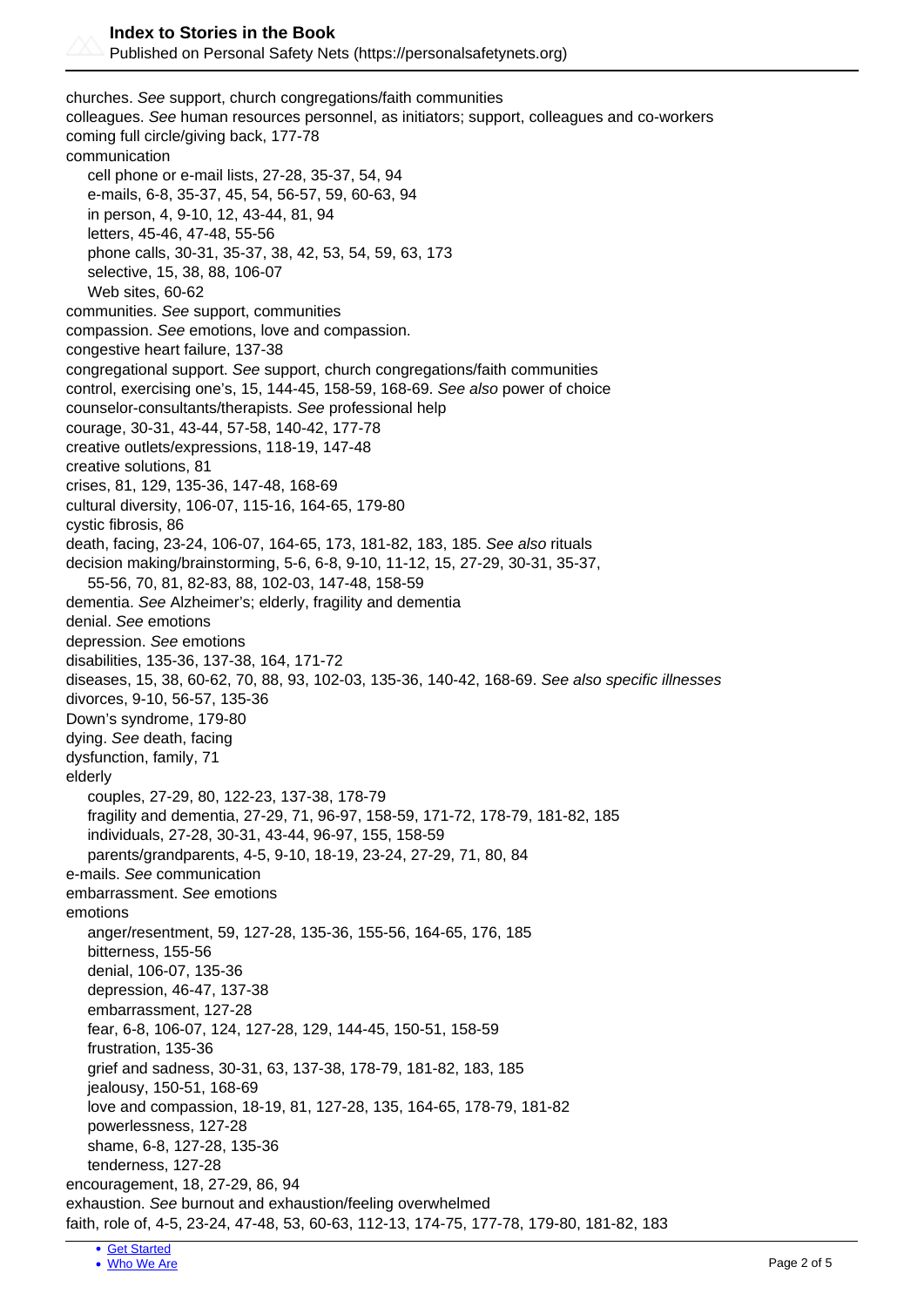churches. *See* support, church congregations/faith communities
colleagues. *See* human resources personnel, as initiators; support, colleagues and co-workers
coming full circle/giving back, 177-78
communication
  cell phone or e-mail lists, 27-28, 35-37, 54, 94
  e-mails, 6-8, 35-37, 45, 54, 56-57, 59, 60-63, 94
  in person, 4, 9-10, 12, 43-44, 81, 94
  letters, 45-46, 47-48, 55-56
  phone calls, 30-31, 35-37, 38, 42, 53, 54, 59, 63, 173
  selective, 15, 38, 88, 106-07
  Web sites, 60-62
communities. *See* support, communities
compassion. *See* emotions, love and compassion.
congestive heart failure, 137-38
congregational support. *See* support, church congregations/faith communities
control, exercising one's, 15, 144-45, 158-59, 168-69. *See also* power of choice
counselor-consultants/therapists. *See* professional help
courage, 30-31, 43-44, 57-58, 140-42, 177-78
creative outlets/expressions, 118-19, 147-48
creative solutions, 81
crises, 81, 129, 135-36, 147-48, 168-69
cultural diversity, 106-07, 115-16, 164-65, 179-80
cystic fibrosis, 86
death, facing, 23-24, 106-07, 164-65, 173, 181-82, 183, 185. *See also* rituals
decision making/brainstorming, 5-6, 6-8, 9-10, 11-12, 15, 27-29, 30-31, 35-37, 55-56, 70, 81, 82-83, 88, 102-03, 147-48, 158-59
dementia. *See* Alzheimer's; elderly, fragility and dementia
denial. *See* emotions
depression. *See* emotions
disabilities, 135-36, 137-38, 164, 171-72
diseases, 15, 38, 60-62, 70, 88, 93, 102-03, 135-36, 140-42, 168-69. *See also specific illnesses*
divorces, 9-10, 56-57, 135-36
Down's syndrome, 179-80
dying. *See* death, facing
dysfunction, family, 71
elderly
  couples, 27-29, 80, 122-23, 137-38, 178-79
  fragility and dementia, 27-29, 71, 96-97, 158-59, 171-72, 178-79, 181-82, 185
  individuals, 27-28, 30-31, 43-44, 96-97, 155, 158-59
  parents/grandparents, 4-5, 9-10, 18-19, 23-24, 27-29, 71, 80, 84
e-mails. *See* communication
embarrassment. *See* emotions
emotions
  anger/resentment, 59, 127-28, 135-36, 155-56, 164-65, 176, 185
  bitterness, 155-56
  denial, 106-07, 135-36
  depression, 46-47, 137-38
  embarrassment, 127-28
  fear, 6-8, 106-07, 124, 127-28, 129, 144-45, 150-51, 158-59
  frustration, 135-36
  grief and sadness, 30-31, 63, 137-38, 178-79, 181-82, 183, 185
  jealousy, 150-51, 168-69
  love and compassion, 18-19, 81, 127-28, 135, 164-65, 178-79, 181-82
  powerlessness, 127-28
  shame, 6-8, 127-28, 135-36
  tenderness, 127-28
encouragement, 18, 27-29, 86, 94
exhaustion. *See* burnout and exhaustion/feeling overwhelmed
faith, role of, 4-5, 23-24, 47-48, 53, 60-63, 112-13, 174-75, 177-78, 179-80, 181-82, 183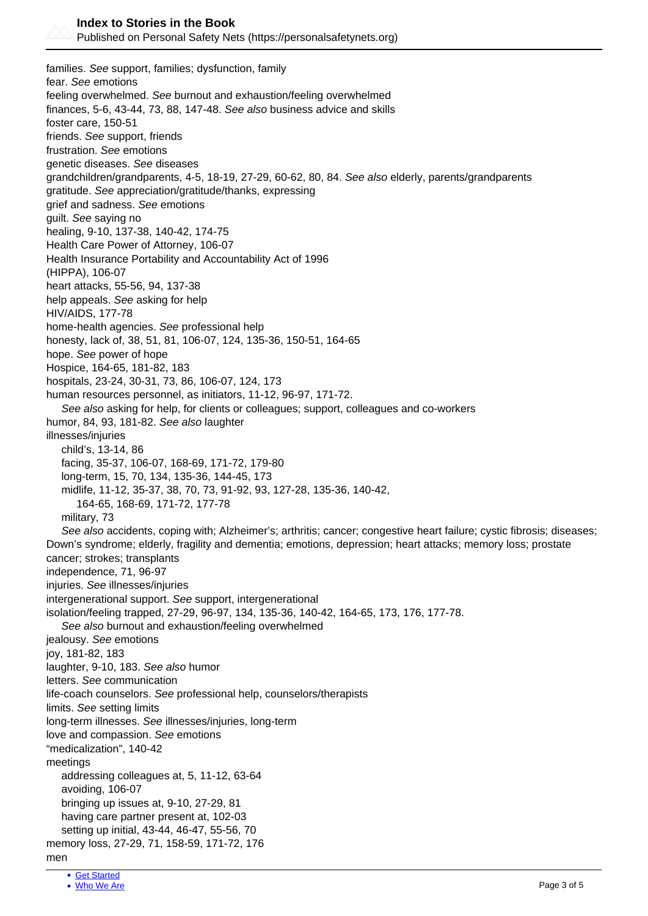families. *See* support, families; dysfunction, family
fear. *See* emotions
feeling overwhelmed. *See* burnout and exhaustion/feeling overwhelmed
finances, 5-6, 43-44, 73, 88, 147-48. *See also* business advice and skills
foster care, 150-51
friends. *See* support, friends
frustration. *See* emotions
genetic diseases. *See* diseases
grandchildren/grandparents, 4-5, 18-19, 27-29, 60-62, 80, 84. *See also* elderly, parents/grandparents
gratitude. *See* appreciation/gratitude/thanks, expressing
grief and sadness. *See* emotions
guilt. *See* saying no
healing, 9-10, 137-38, 140-42, 174-75
Health Care Power of Attorney, 106-07
Health Insurance Portability and Accountability Act of 1996
(HIPPA), 106-07
heart attacks, 55-56, 94, 137-38
help appeals. *See* asking for help
HIV/AIDS, 177-78
home-health agencies. *See* professional help
honesty, lack of, 38, 51, 81, 106-07, 124, 135-36, 150-51, 164-65
hope. *See* power of hope
Hospice, 164-65, 181-82, 183
hospitals, 23-24, 30-31, 73, 86, 106-07, 124, 173
human resources personnel, as initiators, 11-12, 96-97, 171-72.
  *See also* asking for help, for clients or colleagues; support, colleagues and co-workers
humor, 84, 93, 181-82. *See also* laughter
illnesses/injuries
  child's, 13-14, 86
  facing, 35-37, 106-07, 168-69, 171-72, 179-80
  long-term, 15, 70, 134, 135-36, 144-45, 173
  midlife, 11-12, 35-37, 38, 70, 73, 91-92, 93, 127-28, 135-36, 140-42,
    164-65, 168-69, 171-72, 177-78
  military, 73
  *See also* accidents, coping with; Alzheimer's; arthritis; cancer; congestive heart failure; cystic fibrosis; diseases; Down's syndrome; elderly, fragility and dementia; emotions, depression; heart attacks; memory loss; prostate cancer; strokes; transplants
independence, 71, 96-97
injuries. *See* illnesses/injuries
intergenerational support. *See* support, intergenerational
isolation/feeling trapped, 27-29, 96-97, 134, 135-36, 140-42, 164-65, 173, 176, 177-78.
  *See also* burnout and exhaustion/feeling overwhelmed
jealousy. *See* emotions
joy, 181-82, 183
laughter, 9-10, 183. *See also* humor
letters. *See* communication
life-coach counselors. *See* professional help, counselors/therapists
limits. *See* setting limits
long-term illnesses. *See* illnesses/injuries, long-term
love and compassion. *See* emotions
"medicalization", 140-42
meetings
  addressing colleagues at, 5, 11-12, 63-64
  avoiding, 106-07
  bringing up issues at, 9-10, 27-29, 81
  having care partner present at, 102-03
  setting up initial, 43-44, 46-47, 55-56, 70
memory loss, 27-29, 71, 158-59, 171-72, 176
men

- Get Started
- Who We Are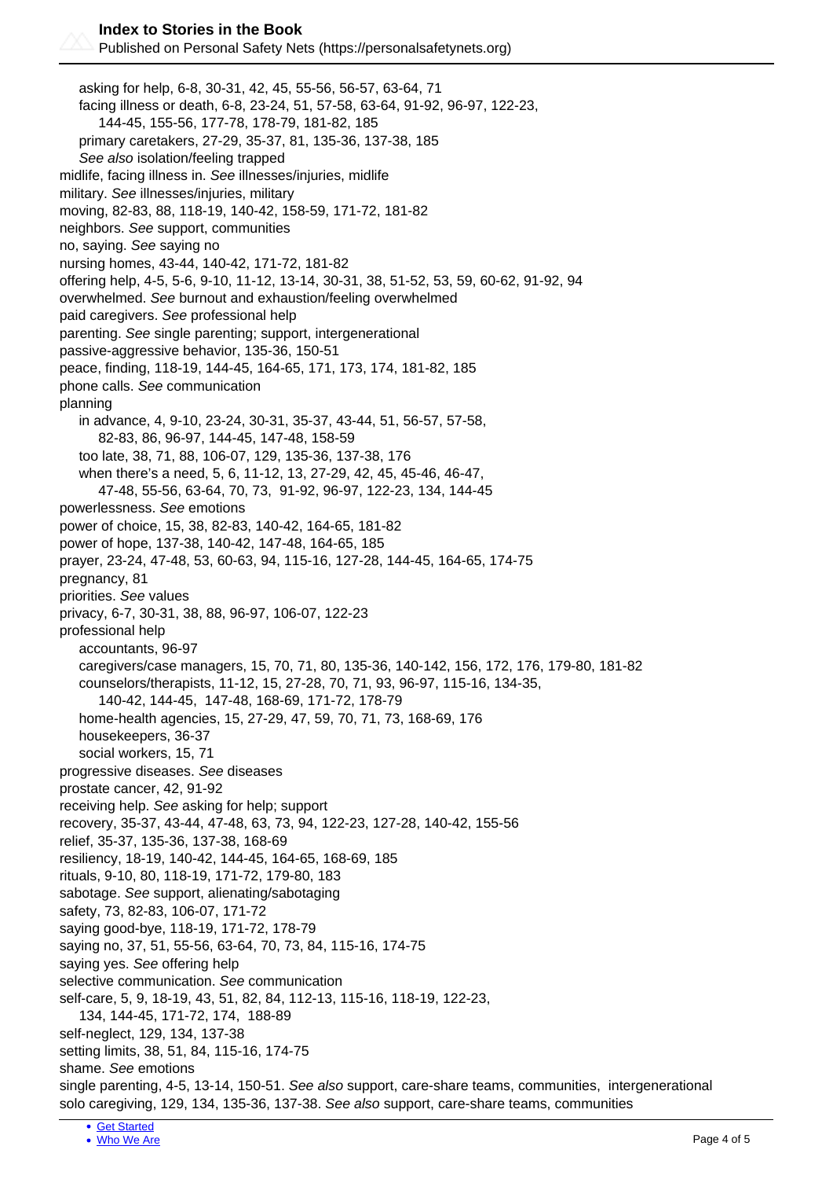asking for help, 6-8, 30-31, 42, 45, 55-56, 56-57, 63-64, 71
    facing illness or death, 6-8, 23-24, 51, 57-58, 63-64, 91-92, 96-97, 122-23, 144-45, 155-56, 177-78, 178-79, 181-82, 185
    primary caretakers, 27-29, 35-37, 81, 135-36, 137-38, 185
    *See also* isolation/feeling trapped

midlife, facing illness in. *See* illnesses/injuries, midlife
military. *See* illnesses/injuries, military
moving, 82-83, 88, 118-19, 140-42, 158-59, 171-72, 181-82
neighbors. *See* support, communities
no, saying. *See* saying no
nursing homes, 43-44, 140-42, 171-72, 181-82
offering help, 4-5, 5-6, 9-10, 11-12, 13-14, 30-31, 38, 51-52, 53, 59, 60-62, 91-92, 94
overwhelmed. *See* burnout and exhaustion/feeling overwhelmed
paid caregivers. *See* professional help
parenting. *See* single parenting; support, intergenerational
passive-aggressive behavior, 135-36, 150-51
peace, finding, 118-19, 144-45, 164-65, 171, 173, 174, 181-82, 185
phone calls. *See* communication
planning
    in advance, 4, 9-10, 23-24, 30-31, 35-37, 43-44, 51, 56-57, 57-58, 82-83, 86, 96-97, 144-45, 147-48, 158-59
    too late, 38, 71, 88, 106-07, 129, 135-36, 137-38, 176
    when there's a need, 5, 6, 11-12, 13, 27-29, 42, 45, 45-46, 46-47, 47-48, 55-56, 63-64, 70, 73, 91-92, 96-97, 122-23, 134, 144-45

powerlessness. *See* emotions
power of choice, 15, 38, 82-83, 140-42, 164-65, 181-82
power of hope, 137-38, 140-42, 147-48, 164-65, 185
prayer, 23-24, 47-48, 53, 60-63, 94, 115-16, 127-28, 144-45, 164-65, 174-75
pregnancy, 81
priorities. *See* values
privacy, 6-7, 30-31, 38, 88, 96-97, 106-07, 122-23
professional help
    accountants, 96-97
    caregivers/case managers, 15, 70, 71, 80, 135-36, 140-142, 156, 172, 176, 179-80, 181-82
    counselors/therapists, 11-12, 15, 27-28, 70, 71, 93, 96-97, 115-16, 134-35, 140-42, 144-45, 147-48, 168-69, 171-72, 178-79
    home-health agencies, 15, 27-29, 47, 59, 70, 71, 73, 168-69, 176
    housekeepers, 36-37
    social workers, 15, 71

progressive diseases. *See* diseases
prostate cancer, 42, 91-92
receiving help. *See* asking for help; support
recovery, 35-37, 43-44, 47-48, 63, 73, 94, 122-23, 127-28, 140-42, 155-56
relief, 35-37, 135-36, 137-38, 168-69
resiliency, 18-19, 140-42, 144-45, 164-65, 168-69, 185
rituals, 9-10, 80, 118-19, 171-72, 179-80, 183
sabotage. *See* support, alienating/sabotaging
safety, 73, 82-83, 106-07, 171-72
saying good-bye, 118-19, 171-72, 178-79
saying no, 37, 51, 55-56, 63-64, 70, 73, 84, 115-16, 174-75
saying yes. *See* offering help
selective communication. *See* communication
self-care, 5, 9, 18-19, 43, 51, 82, 84, 112-13, 115-16, 118-19, 122-23, 134, 144-45, 171-72, 174, 188-89
self-neglect, 129, 134, 137-38
setting limits, 38, 51, 84, 115-16, 174-75
shame. *See* emotions
single parenting, 4-5, 13-14, 150-51. *See also* support, care-share teams, communities, intergenerational
solo caregiving, 129, 134, 135-36, 137-38. *See also* support, care-share teams, communities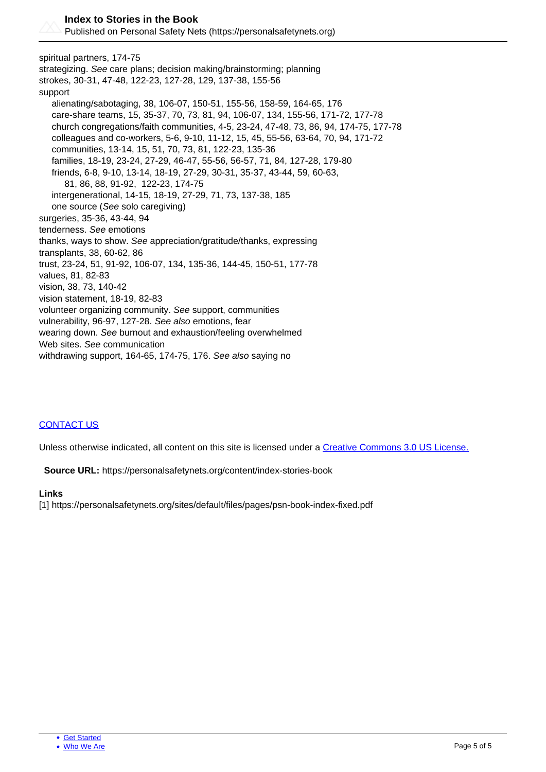spiritual partners, 174-75
strategizing. *See* care plans; decision making/brainstorming; planning
strokes, 30-31, 47-48, 122-23, 127-28, 129, 137-38, 155-56
support
- alienating/sabotaging, 38, 106-07, 150-51, 155-56, 158-59, 164-65, 176
- care-share teams, 15, 35-37, 70, 73, 81, 94, 106-07, 134, 155-56, 171-72, 177-78
- church congregations/faith communities, 4-5, 23-24, 47-48, 73, 86, 94, 174-75, 177-78
- colleagues and co-workers, 5-6, 9-10, 11-12, 15, 45, 55-56, 63-64, 70, 94, 171-72
- communities, 13-14, 15, 51, 70, 73, 81, 122-23, 135-36
- families, 18-19, 23-24, 27-29, 46-47, 55-56, 56-57, 71, 84, 127-28, 179-80
- friends, 6-8, 9-10, 13-14, 18-19, 27-29, 30-31, 35-37, 43-44, 59, 60-63, 81, 86, 88, 91-92, 122-23, 174-75
- intergenerational, 14-15, 18-19, 27-29, 71, 73, 137-38, 185
- one source (*See* solo caregiving)

surgeries, 35-36, 43-44, 94
tenderness. *See* emotions
thanks, ways to show. *See* appreciation/gratitude/thanks, expressing
transplants, 38, 60-62, 86
trust, 23-24, 51, 91-92, 106-07, 134, 135-36, 144-45, 150-51, 177-78
values, 81, 82-83
vision, 38, 73, 140-42
vision statement, 18-19, 82-83
volunteer organizing community. *See* support, communities
vulnerability, 96-97, 127-28. *See also* emotions, fear
wearing down. *See* burnout and exhaustion/feeling overwhelmed
Web sites. *See* communication
withdrawing support, 164-65, 174-75, 176. *See also* saying no

CONTACT US

Unless otherwise indicated, all content on this site is licensed under a Creative Commons 3.0 US License.

**Source URL:** https://personalsafetynets.org/content/index-stories-book

**Links**
[1] https://personalsafetynets.org/sites/default/files/pages/psn-book-index-fixed.pdf

- Get Started
- Who We Are